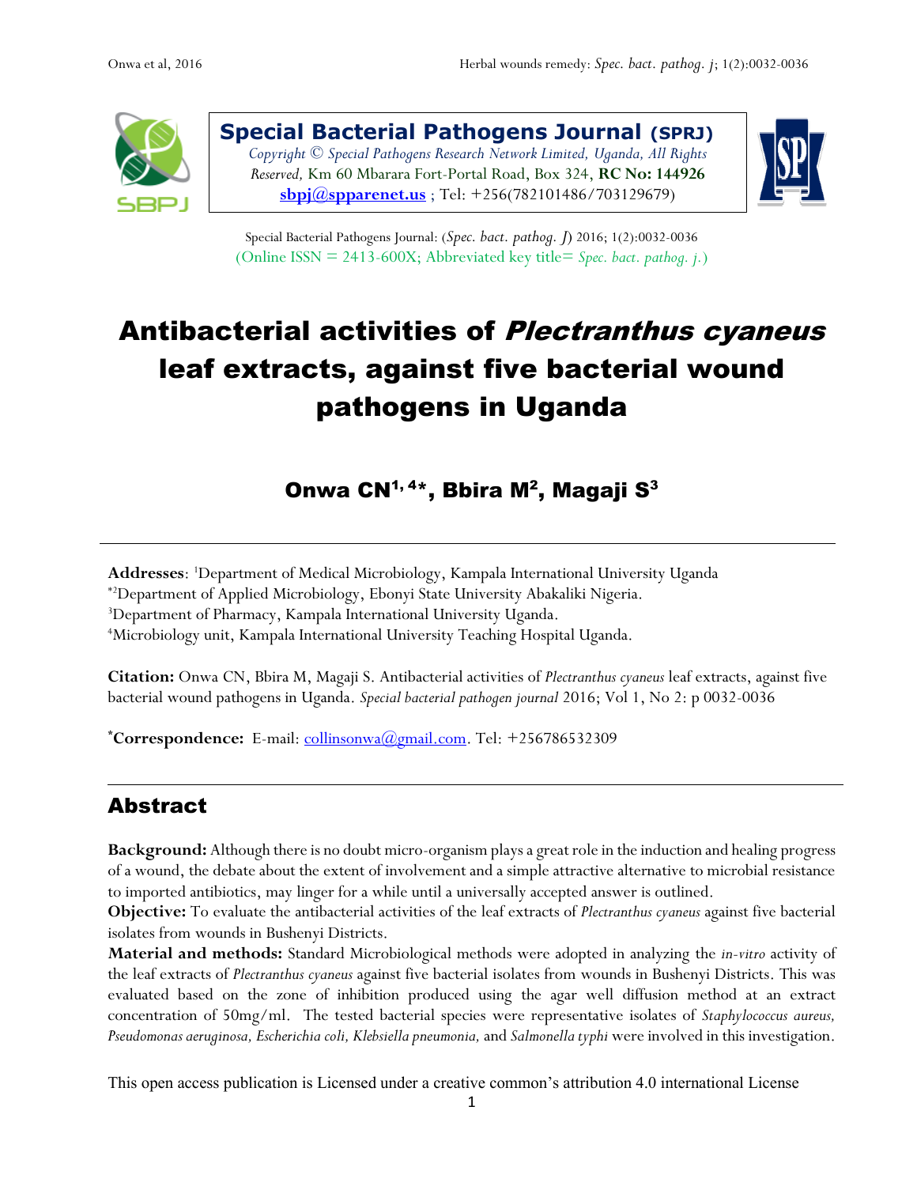# Special Bacterial Pathogens Journal (SPRJ)

*Copyright © Special Pathogens Research Network Limited, Uganda, All Rights Reserved,* Km 60 Mbarara Fort-Portal Road, Box 324, **RC No: 144926**
**sbpj@spparenet.us** ; Tel: +256(782101486/703129679)

Special Bacterial Pathogens Journal: (*Spec. bact. pathog. J*) 2016; 1(2):0032-0036
(Online ISSN = 2413-600X; Abbreviated key title= *Spec. bact. pathog. j.*)

# Antibacterial activities of *Plectranthus cyaneus* leaf extracts, against five bacterial wound pathogens in Uganda

**Onwa CN[1, 4*], Bbira M[2], Magaji S[3]**

---

**Addresses**: [1]Department of Medical Microbiology, Kampala International University Uganda
[*2]Department of Applied Microbiology, Ebonyi State University Abakaliki Nigeria.
[3]Department of Pharmacy, Kampala International University Uganda.
[4]Microbiology unit, Kampala International University Teaching Hospital Uganda.

**Citation:** Onwa CN, Bbira M, Magaji S. Antibacterial activities of *Plectranthus cyaneus* leaf extracts, against five bacterial wound pathogens in Uganda. *Special bacterial pathogen journal* 2016; Vol 1, No 2: p 0032-0036

**[*]Correspondence:** E-mail: collinsonwa@gmail.com. Tel: +256786532309

---

## Abstract

**Background:** Although there is no doubt micro-organism plays a great role in the induction and healing progress of a wound, the debate about the extent of involvement and a simple attractive alternative to microbial resistance to imported antibiotics, may linger for a while until a universally accepted answer is outlined.
**Objective:** To evaluate the antibacterial activities of the leaf extracts of *Plectranthus cyaneus* against five bacterial isolates from wounds in Bushenyi Districts.
**Material and methods:** Standard Microbiological methods were adopted in analyzing the *in-vitro* activity of the leaf extracts of *Plectranthus cyaneus* against five bacterial isolates from wounds in Bushenyi Districts. This was evaluated based on the zone of inhibition produced using the agar well diffusion method at an extract concentration of 50mg/ml. The tested bacterial species were representative isolates of *Staphylococcus aureus, Pseudomonas aeruginosa, Escherichia coli, Klebsiella pneumonia,* and *Salmonella typhi* were involved in this investigation.

This open access publication is Licensed under a creative common's attribution 4.0 international License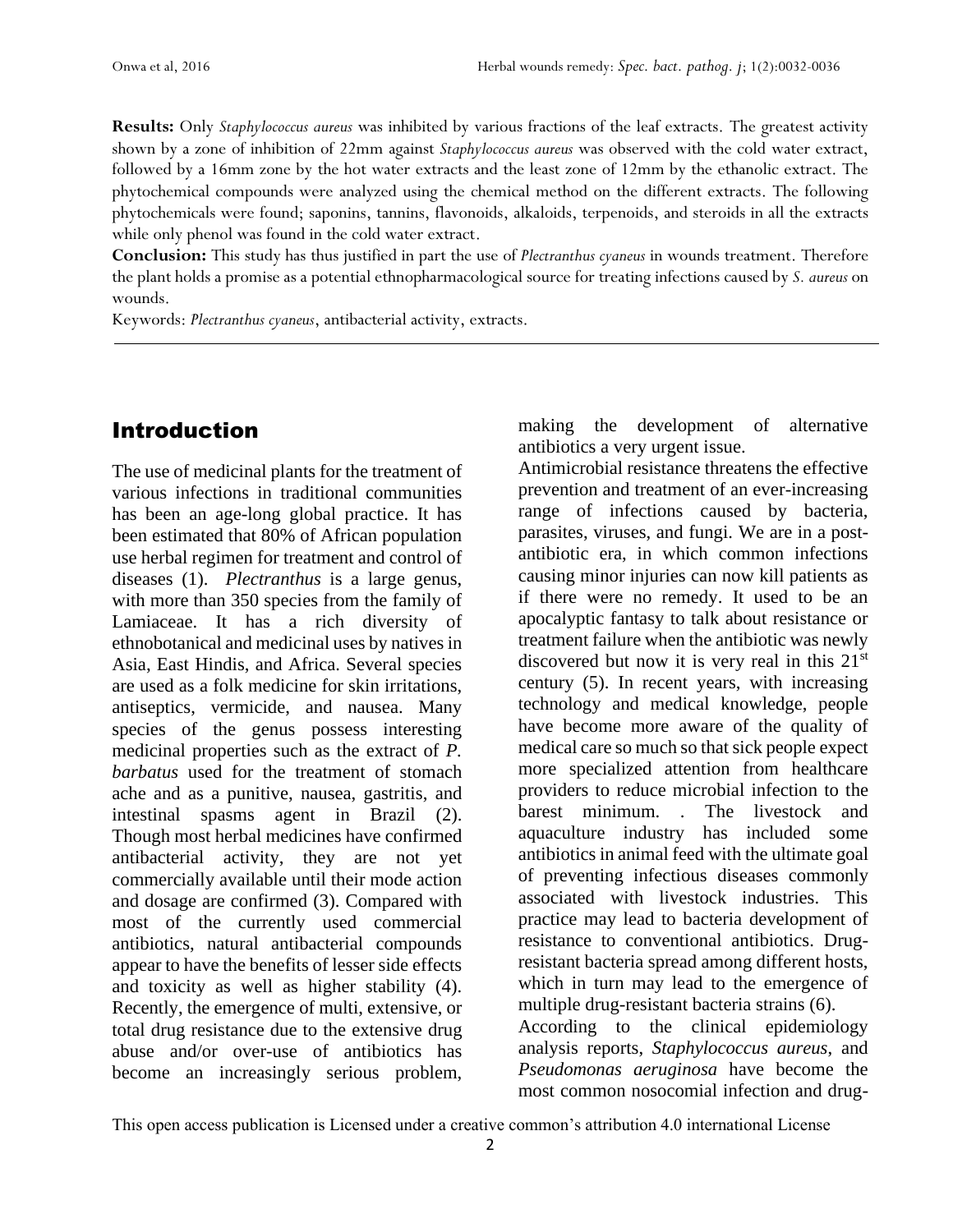**Results:** Only *Staphylococcus aureus* was inhibited by various fractions of the leaf extracts. The greatest activity shown by a zone of inhibition of 22mm against *Staphylococcus aureus* was observed with the cold water extract, followed by a 16mm zone by the hot water extracts and the least zone of 12mm by the ethanolic extract. The phytochemical compounds were analyzed using the chemical method on the different extracts. The following phytochemicals were found; saponins, tannins, flavonoids, alkaloids, terpenoids, and steroids in all the extracts while only phenol was found in the cold water extract.

**Conclusion:** This study has thus justified in part the use of *Plectranthus cyaneus* in wounds treatment. Therefore the plant holds a promise as a potential ethnopharmacological source for treating infections caused by *S. aureus* on wounds.

Keywords: *Plectranthus cyaneus*, antibacterial activity, extracts.

## Introduction

The use of medicinal plants for the treatment of various infections in traditional communities has been an age-long global practice. It has been estimated that 80% of African population use herbal regimen for treatment and control of diseases (1). *Plectranthus* is a large genus, with more than 350 species from the family of Lamiaceae. It has a rich diversity of ethnobotanical and medicinal uses by natives in Asia, East Hindis, and Africa. Several species are used as a folk medicine for skin irritations, antiseptics, vermicide, and nausea. Many species of the genus possess interesting medicinal properties such as the extract of *P. barbatus* used for the treatment of stomach ache and as a punitive, nausea, gastritis, and intestinal spasms agent in Brazil (2). Though most herbal medicines have confirmed antibacterial activity, they are not yet commercially available until their mode action and dosage are confirmed (3). Compared with most of the currently used commercial antibiotics, natural antibacterial compounds appear to have the benefits of lesser side effects and toxicity as well as higher stability (4). Recently, the emergence of multi, extensive, or total drug resistance due to the extensive drug abuse and/or over-use of antibiotics has become an increasingly serious problem, making the development of alternative antibiotics a very urgent issue.

Antimicrobial resistance threatens the effective prevention and treatment of an ever-increasing range of infections caused by bacteria, parasites, viruses, and fungi. We are in a post-antibiotic era, in which common infections causing minor injuries can now kill patients as if there were no remedy. It used to be an apocalyptic fantasy to talk about resistance or treatment failure when the antibiotic was newly discovered but now it is very real in this 21st century (5). In recent years, with increasing technology and medical knowledge, people have become more aware of the quality of medical care so much so that sick people expect more specialized attention from healthcare providers to reduce microbial infection to the barest minimum. . The livestock and aquaculture industry has included some antibiotics in animal feed with the ultimate goal of preventing infectious diseases commonly associated with livestock industries. This practice may lead to bacteria development of resistance to conventional antibiotics. Drug-resistant bacteria spread among different hosts, which in turn may lead to the emergence of multiple drug-resistant bacteria strains (6).

According to the clinical epidemiology analysis reports, *Staphylococcus aureus*, and *Pseudomonas aeruginosa* have become the most common nosocomial infection and drug-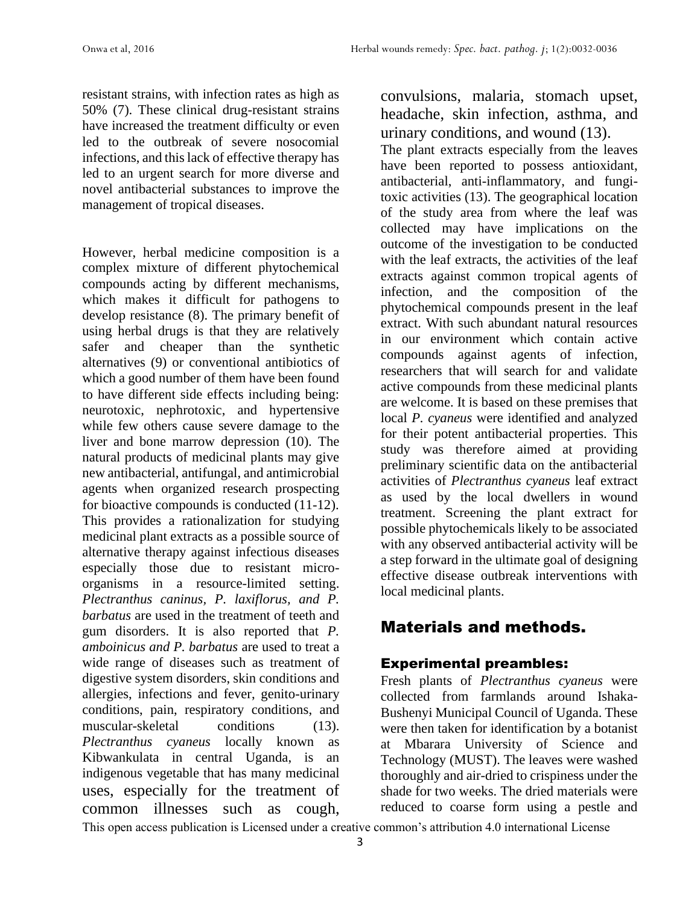resistant strains, with infection rates as high as 50% (7). These clinical drug-resistant strains have increased the treatment difficulty or even led to the outbreak of severe nosocomial infections, and this lack of effective therapy has led to an urgent search for more diverse and novel antibacterial substances to improve the management of tropical diseases.

However, herbal medicine composition is a complex mixture of different phytochemical compounds acting by different mechanisms, which makes it difficult for pathogens to develop resistance (8). The primary benefit of using herbal drugs is that they are relatively safer and cheaper than the synthetic alternatives (9) or conventional antibiotics of which a good number of them have been found to have different side effects including being: neurotoxic, nephrotoxic, and hypertensive while few others cause severe damage to the liver and bone marrow depression (10). The natural products of medicinal plants may give new antibacterial, antifungal, and antimicrobial agents when organized research prospecting for bioactive compounds is conducted (11-12). This provides a rationalization for studying medicinal plant extracts as a possible source of alternative therapy against infectious diseases especially those due to resistant micro-organisms in a resource-limited setting. *Plectranthus caninus, P. laxiflorus, and P. barbatus* are used in the treatment of teeth and gum disorders. It is also reported that *P. amboinicus and P. barbatus* are used to treat a wide range of diseases such as treatment of digestive system disorders, skin conditions and allergies, infections and fever, genito-urinary conditions, pain, respiratory conditions, and muscular-skeletal conditions (13). *Plectranthus cyaneus* locally known as Kibwankulata in central Uganda, is an indigenous vegetable that has many medicinal uses, especially for the treatment of common illnesses such as cough, convulsions, malaria, stomach upset, headache, skin infection, asthma, and urinary conditions, and wound (13).

The plant extracts especially from the leaves have been reported to possess antioxidant, antibacterial, anti-inflammatory, and fungi-toxic activities (13). The geographical location of the study area from where the leaf was collected may have implications on the outcome of the investigation to be conducted with the leaf extracts, the activities of the leaf extracts against common tropical agents of infection, and the composition of the phytochemical compounds present in the leaf extract. With such abundant natural resources in our environment which contain active compounds against agents of infection, researchers that will search for and validate active compounds from these medicinal plants are welcome. It is based on these premises that local *P. cyaneus* were identified and analyzed for their potent antibacterial properties. This study was therefore aimed at providing preliminary scientific data on the antibacterial activities of *Plectranthus cyaneus* leaf extract as used by the local dwellers in wound treatment. Screening the plant extract for possible phytochemicals likely to be associated with any observed antibacterial activity will be a step forward in the ultimate goal of designing effective disease outbreak interventions with local medicinal plants.

## Materials and methods.

### Experimental preambles:

Fresh plants of *Plectranthus cyaneus* were collected from farmlands around Ishaka-Bushenyi Municipal Council of Uganda. These were then taken for identification by a botanist at Mbarara University of Science and Technology (MUST). The leaves were washed thoroughly and air-dried to crispiness under the shade for two weeks. The dried materials were reduced to coarse form using a pestle and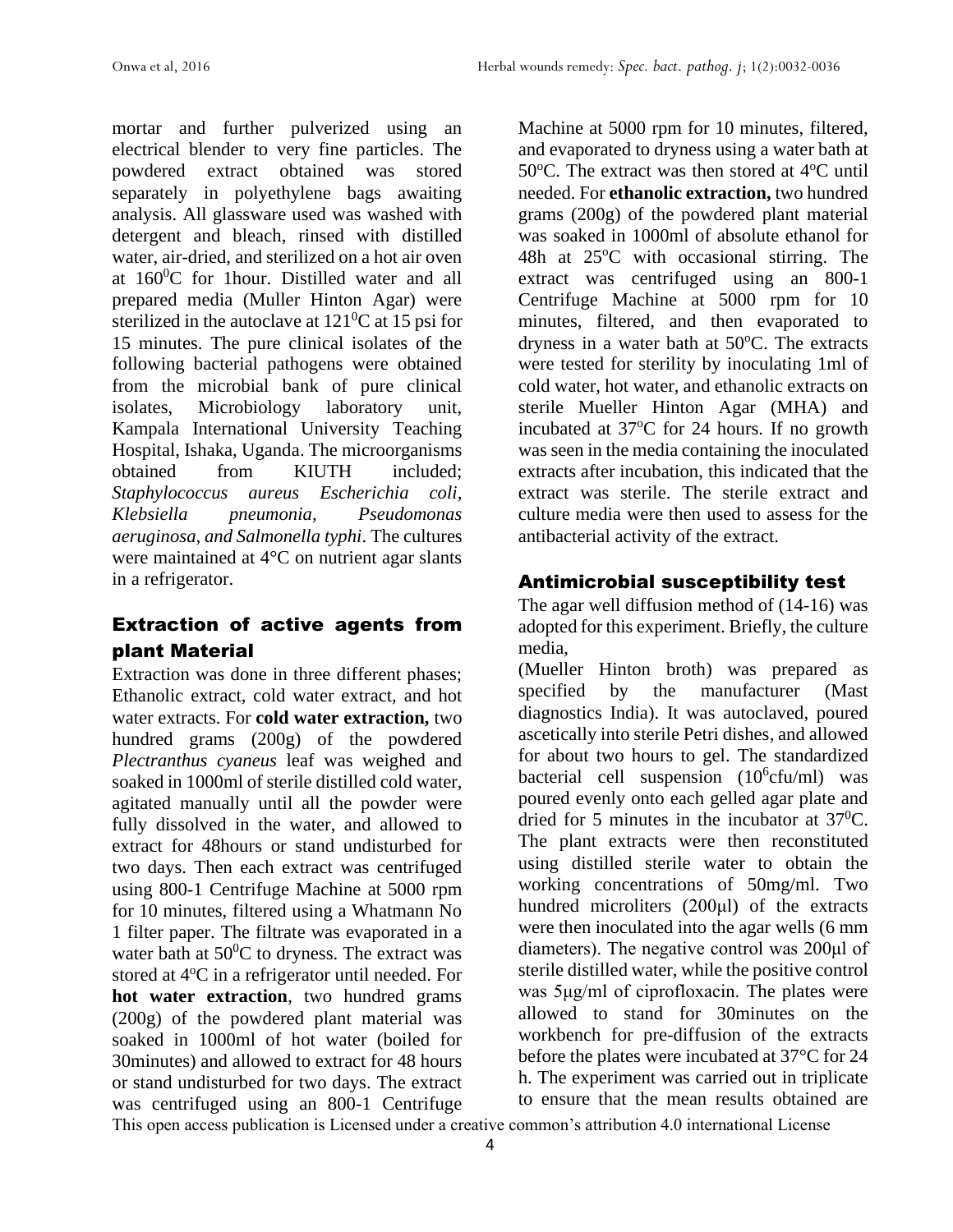mortar and further pulverized using an electrical blender to very fine particles. The powdered extract obtained was stored separately in polyethylene bags awaiting analysis. All glassware used was washed with detergent and bleach, rinsed with distilled water, air-dried, and sterilized on a hot air oven at $160^0$C for 1hour. Distilled water and all prepared media (Muller Hinton Agar) were sterilized in the autoclave at $121^0$C at 15 psi for 15 minutes. The pure clinical isolates of the following bacterial pathogens were obtained from the microbial bank of pure clinical isolates, Microbiology laboratory unit, Kampala International University Teaching Hospital, Ishaka, Uganda. The microorganisms obtained from KIUTH included; *Staphylococcus aureus Escherichia coli, Klebsiella pneumonia, Pseudomonas aeruginosa, and Salmonella typhi*. The cultures were maintained at 4°C on nutrient agar slants in a refrigerator.

## Extraction of active agents from plant Material

Extraction was done in three different phases; Ethanolic extract, cold water extract, and hot water extracts. For **cold water extraction,** two hundred grams (200g) of the powdered *Plectranthus cyaneus* leaf was weighed and soaked in 1000ml of sterile distilled cold water, agitated manually until all the powder were fully dissolved in the water, and allowed to extract for 48hours or stand undisturbed for two days. Then each extract was centrifuged using 800-1 Centrifuge Machine at 5000 rpm for 10 minutes, filtered using a Whatmann No 1 filter paper. The filtrate was evaporated in a water bath at $50^0$C to dryness. The extract was stored at $4^o$C in a refrigerator until needed. For **hot water extraction**, two hundred grams (200g) of the powdered plant material was soaked in 1000ml of hot water (boiled for 30minutes) and allowed to extract for 48 hours or stand undisturbed for two days. The extract was centrifuged using an 800-1 Centrifuge Machine at 5000 rpm for 10 minutes, filtered, and evaporated to dryness using a water bath at $50^o$C. The extract was then stored at $4^o$C until needed. For **ethanolic extraction,** two hundred grams (200g) of the powdered plant material was soaked in 1000ml of absolute ethanol for 48h at $25^o$C with occasional stirring. The extract was centrifuged using an 800-1 Centrifuge Machine at 5000 rpm for 10 minutes, filtered, and then evaporated to dryness in a water bath at $50^o$C. The extracts were tested for sterility by inoculating 1ml of cold water, hot water, and ethanolic extracts on sterile Mueller Hinton Agar (MHA) and incubated at $37^o$C for 24 hours. If no growth was seen in the media containing the inoculated extracts after incubation, this indicated that the extract was sterile. The sterile extract and culture media were then used to assess for the antibacterial activity of the extract.

## Antimicrobial susceptibility test

The agar well diffusion method of (14-16) was adopted for this experiment. Briefly, the culture media,

(Mueller Hinton broth) was prepared as specified by the manufacturer (Mast diagnostics India). It was autoclaved, poured ascetically into sterile Petri dishes, and allowed for about two hours to gel. The standardized bacterial cell suspension ($10^6$cfu/ml) was poured evenly onto each gelled agar plate and dried for 5 minutes in the incubator at $37^0$C. The plant extracts were then reconstituted using distilled sterile water to obtain the working concentrations of 50mg/ml. Two hundred microliters (200μl) of the extracts were then inoculated into the agar wells (6 mm diameters). The negative control was 200μl of sterile distilled water, while the positive control was 5μg/ml of ciprofloxacin. The plates were allowed to stand for 30minutes on the workbench for pre-diffusion of the extracts before the plates were incubated at 37°C for 24 h. The experiment was carried out in triplicate to ensure that the mean results obtained are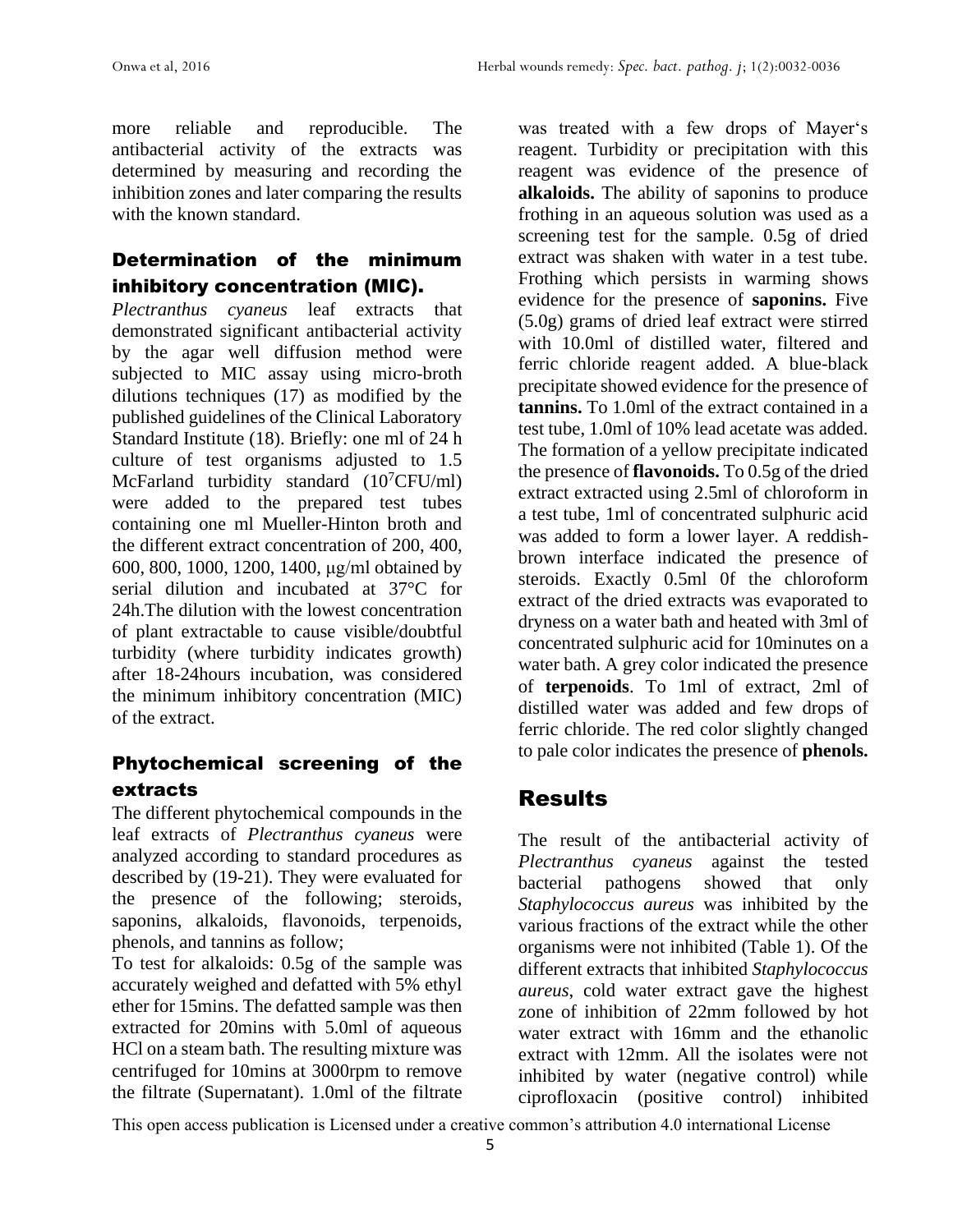more reliable and reproducible. The antibacterial activity of the extracts was determined by measuring and recording the inhibition zones and later comparing the results with the known standard.

## Determination of the minimum inhibitory concentration (MIC).

*Plectranthus cyaneus* leaf extracts that demonstrated significant antibacterial activity by the agar well diffusion method were subjected to MIC assay using micro-broth dilutions techniques (17) as modified by the published guidelines of the Clinical Laboratory Standard Institute (18). Briefly: one ml of 24 h culture of test organisms adjusted to 1.5 McFarland turbidity standard ($10^7$CFU/ml) were added to the prepared test tubes containing one ml Mueller-Hinton broth and the different extract concentration of 200, 400, 600, 800, 1000, 1200, 1400, µg/ml obtained by serial dilution and incubated at 37°C for 24h.The dilution with the lowest concentration of plant extractable to cause visible/doubtful turbidity (where turbidity indicates growth) after 18-24hours incubation, was considered the minimum inhibitory concentration (MIC) of the extract.

## Phytochemical screening of the extracts

The different phytochemical compounds in the leaf extracts of *Plectranthus cyaneus* were analyzed according to standard procedures as described by (19-21). They were evaluated for the presence of the following; steroids, saponins, alkaloids, flavonoids, terpenoids, phenols, and tannins as follow;

To test for alkaloids: 0.5g of the sample was accurately weighed and defatted with 5% ethyl ether for 15mins. The defatted sample was then extracted for 20mins with 5.0ml of aqueous HCl on a steam bath. The resulting mixture was centrifuged for 10mins at 3000rpm to remove the filtrate (Supernatant). 1.0ml of the filtrate was treated with a few drops of Mayer's reagent. Turbidity or precipitation with this reagent was evidence of the presence of **alkaloids.** The ability of saponins to produce frothing in an aqueous solution was used as a screening test for the sample. 0.5g of dried extract was shaken with water in a test tube. Frothing which persists in warming shows evidence for the presence of **saponins.** Five (5.0g) grams of dried leaf extract were stirred with 10.0ml of distilled water, filtered and ferric chloride reagent added. A blue-black precipitate showed evidence for the presence of **tannins.** To 1.0ml of the extract contained in a test tube, 1.0ml of 10% lead acetate was added. The formation of a yellow precipitate indicated the presence of **flavonoids.** To 0.5g of the dried extract extracted using 2.5ml of chloroform in a test tube, 1ml of concentrated sulphuric acid was added to form a lower layer. A reddish-brown interface indicated the presence of steroids. Exactly 0.5ml 0f the chloroform extract of the dried extracts was evaporated to dryness on a water bath and heated with 3ml of concentrated sulphuric acid for 10minutes on a water bath. A grey color indicated the presence of **terpenoids**. To 1ml of extract, 2ml of distilled water was added and few drops of ferric chloride. The red color slightly changed to pale color indicates the presence of **phenols.**

# Results

The result of the antibacterial activity of *Plectranthus cyaneus* against the tested bacterial pathogens showed that only *Staphylococcus aureus* was inhibited by the various fractions of the extract while the other organisms were not inhibited (Table 1). Of the different extracts that inhibited *Staphylococcus aureus*, cold water extract gave the highest zone of inhibition of 22mm followed by hot water extract with 16mm and the ethanolic extract with 12mm. All the isolates were not inhibited by water (negative control) while ciprofloxacin (positive control) inhibited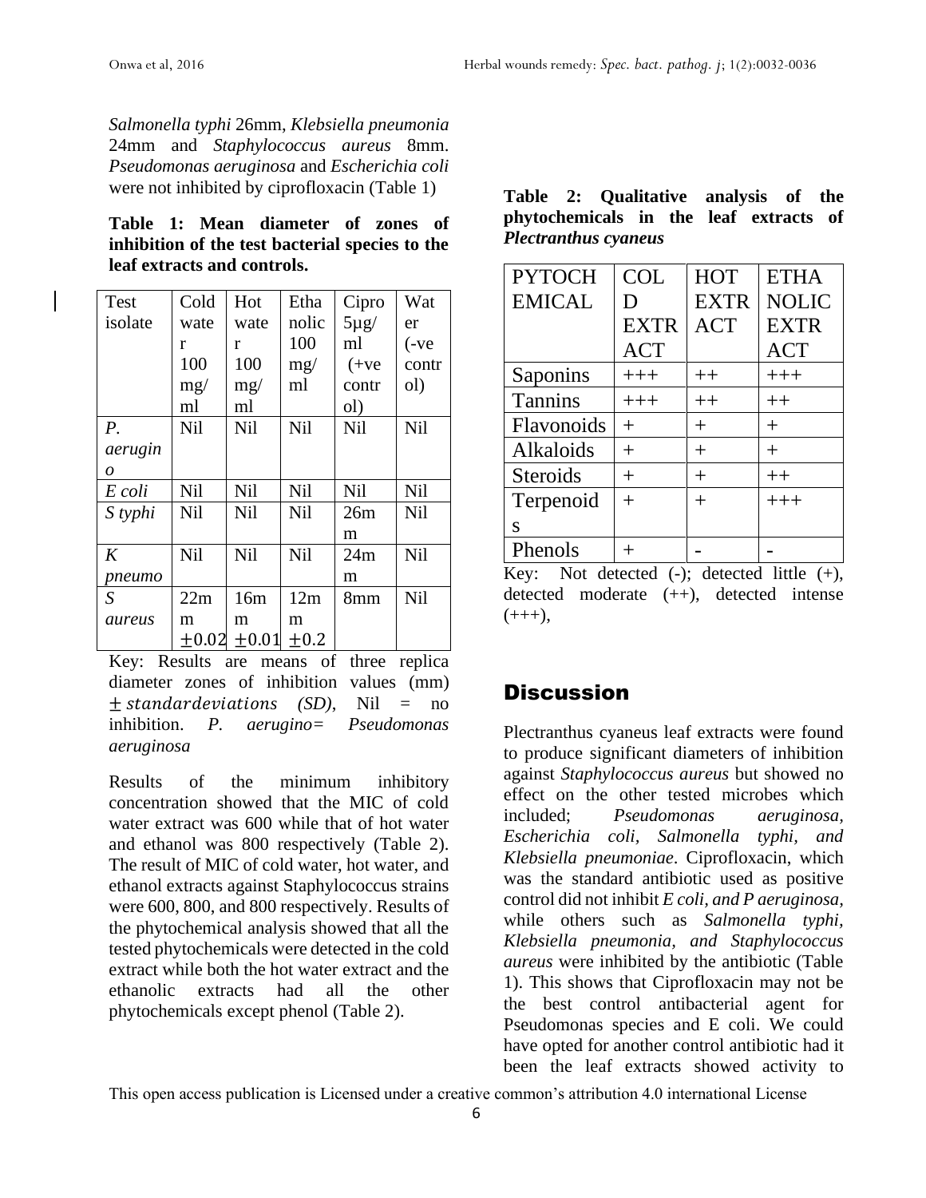*Salmonella typhi* 26mm, *Klebsiella pneumonia* 24mm and *Staphylococcus aureus* 8mm. *Pseudomonas aeruginosa* and *Escherichia coli* were not inhibited by ciprofloxacin (Table 1)

**Table 1: Mean diameter of zones of inhibition of the test bacterial species to the leaf extracts and controls.**

| Test isolate | Cold water 100 mg/ml | Hot water 100 mg/ml | Ethanolic 100 mg/ml | Cipro 5µg/ml (+ve control) | Water (-ve control) |
|---|---|---|---|---|---|
| *P. aerugino* | Nil | Nil | Nil | Nil | Nil |
| *E coli* | Nil | Nil | Nil | Nil | Nil |
| *S typhi* | Nil | Nil | Nil | 26mm | Nil |
| *K pneumo* | Nil | Nil | Nil | 24mm | Nil |
| *S aureus* | 22mm $\pm 0.02$ | 16mm $\pm 0.01$ | 12mm $\pm 0.2$ | 8mm | Nil |

Key: Results are means of three replica diameter zones of inhibition values (mm) $\pm$ *standard deviations (SD)*, Nil = no inhibition. *P. aerugino= Pseudomonas aeruginosa*

Results of the minimum inhibitory concentration showed that the MIC of cold water extract was 600 while that of hot water and ethanol was 800 respectively (Table 2). The result of MIC of cold water, hot water, and ethanol extracts against Staphylococcus strains were 600, 800, and 800 respectively. Results of the phytochemical analysis showed that all the tested phytochemicals were detected in the cold extract while both the hot water extract and the ethanolic extracts had all the other phytochemicals except phenol (Table 2).

**Table 2: Qualitative analysis of the phytochemicals in the leaf extracts of *Plectranthus cyaneus***

| PYTOCHEMICAL | COLD EXTRACT | HOT EXTRACT | ETHANOLIC EXTRACT |
|---|---|---|---|
| Saponins | +++ | ++ | +++ |
| Tannins | +++ | ++ | ++ |
| Flavonoids | + | + | + |
| Alkaloids | + | + | + |
| Steroids | + | + | ++ |
| Terpenoids | + | + | +++ |
| Phenols | + | - | - |

Key: Not detected (-); detected little (+), detected moderate (++), detected intense (+++),

## Discussion

Plectranthus cyaneus leaf extracts were found to produce significant diameters of inhibition against *Staphylococcus aureus* but showed no effect on the other tested microbes which included; *Pseudomonas aeruginosa, Escherichia coli, Salmonella typhi, and Klebsiella pneumoniae*. Ciprofloxacin, which was the standard antibiotic used as positive control did not inhibit *E coli, and P aeruginosa*, while others such as *Salmonella typhi, Klebsiella pneumonia, and Staphylococcus aureus* were inhibited by the antibiotic (Table 1). This shows that Ciprofloxacin may not be the best control antibacterial agent for Pseudomonas species and E coli. We could have opted for another control antibiotic had it been the leaf extracts showed activity to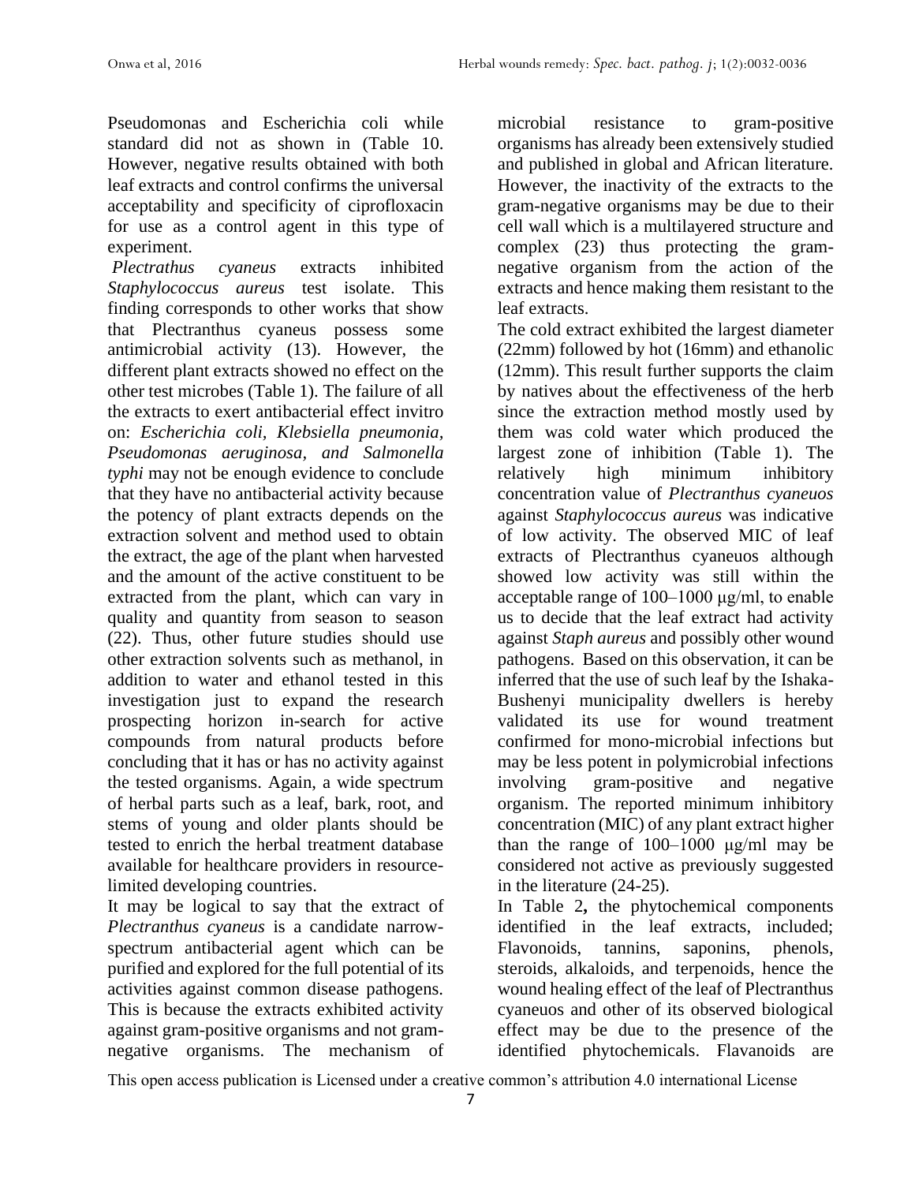Pseudomonas and Escherichia coli while standard did not as shown in (Table 10. However, negative results obtained with both leaf extracts and control confirms the universal acceptability and specificity of ciprofloxacin for use as a control agent in this type of experiment.

*Plectrathus cyaneus* extracts inhibited *Staphylococcus aureus* test isolate. This finding corresponds to other works that show that Plectranthus cyaneus possess some antimicrobial activity (13). However, the different plant extracts showed no effect on the other test microbes (Table 1). The failure of all the extracts to exert antibacterial effect invitro on: *Escherichia coli, Klebsiella pneumonia, Pseudomonas aeruginosa, and Salmonella typhi* may not be enough evidence to conclude that they have no antibacterial activity because the potency of plant extracts depends on the extraction solvent and method used to obtain the extract, the age of the plant when harvested and the amount of the active constituent to be extracted from the plant, which can vary in quality and quantity from season to season (22). Thus, other future studies should use other extraction solvents such as methanol, in addition to water and ethanol tested in this investigation just to expand the research prospecting horizon in-search for active compounds from natural products before concluding that it has or has no activity against the tested organisms. Again, a wide spectrum of herbal parts such as a leaf, bark, root, and stems of young and older plants should be tested to enrich the herbal treatment database available for healthcare providers in resource-limited developing countries.

It may be logical to say that the extract of *Plectranthus cyaneus* is a candidate narrow-spectrum antibacterial agent which can be purified and explored for the full potential of its activities against common disease pathogens. This is because the extracts exhibited activity against gram-positive organisms and not gram-negative organisms. The mechanism of microbial resistance to gram-positive organisms has already been extensively studied and published in global and African literature. However, the inactivity of the extracts to the gram-negative organisms may be due to their cell wall which is a multilayered structure and complex (23) thus protecting the gram-negative organism from the action of the extracts and hence making them resistant to the leaf extracts.

The cold extract exhibited the largest diameter (22mm) followed by hot (16mm) and ethanolic (12mm). This result further supports the claim by natives about the effectiveness of the herb since the extraction method mostly used by them was cold water which produced the largest zone of inhibition (Table 1). The relatively high minimum inhibitory concentration value of *Plectranthus cyaneuos* against *Staphylococcus aureus* was indicative of low activity. The observed MIC of leaf extracts of Plectranthus cyaneuos although showed low activity was still within the acceptable range of 100–1000 μg/ml, to enable us to decide that the leaf extract had activity against *Staph aureus* and possibly other wound pathogens. Based on this observation, it can be inferred that the use of such leaf by the Ishaka-Bushenyi municipality dwellers is hereby validated its use for wound treatment confirmed for mono-microbial infections but may be less potent in polymicrobial infections involving gram-positive and negative organism. The reported minimum inhibitory concentration (MIC) of any plant extract higher than the range of 100–1000 μg/ml may be considered not active as previously suggested in the literature (24-25).

In Table 2**,** the phytochemical components identified in the leaf extracts, included; Flavonoids, tannins, saponins, phenols, steroids, alkaloids, and terpenoids, hence the wound healing effect of the leaf of Plectranthus cyaneuos and other of its observed biological effect may be due to the presence of the identified phytochemicals. Flavanoids are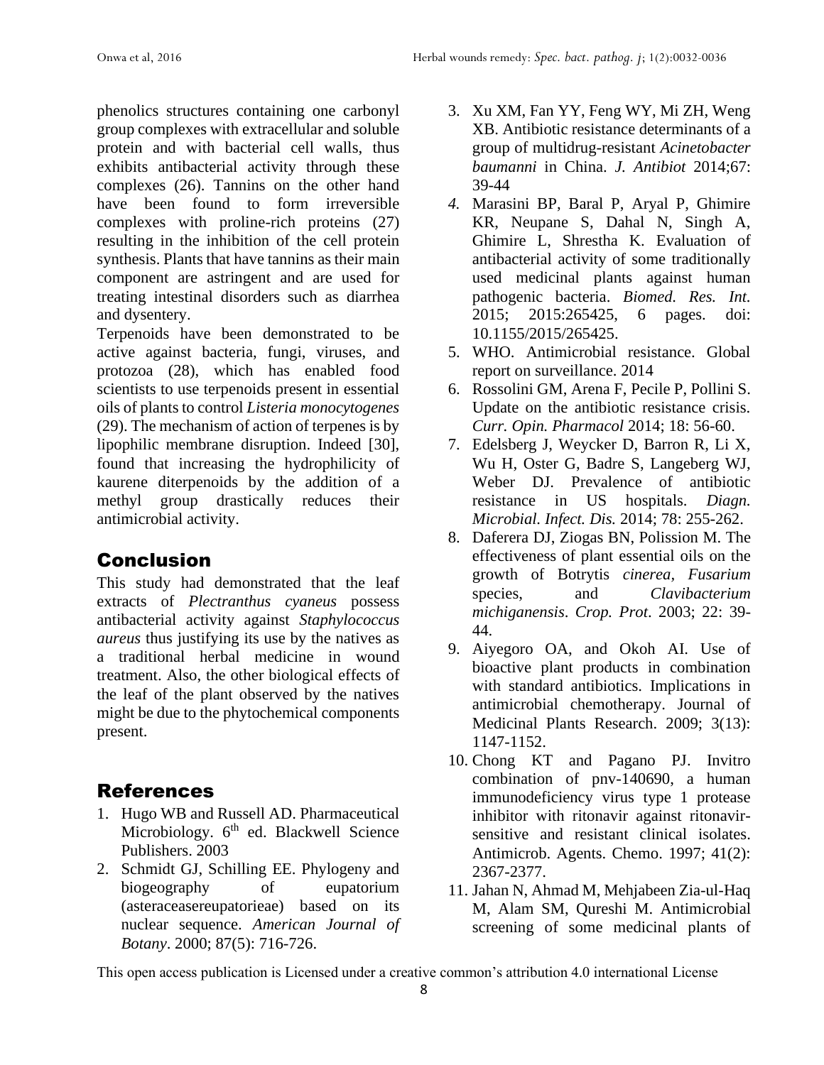phenolics structures containing one carbonyl group complexes with extracellular and soluble protein and with bacterial cell walls, thus exhibits antibacterial activity through these complexes (26). Tannins on the other hand have been found to form irreversible complexes with proline-rich proteins (27) resulting in the inhibition of the cell protein synthesis. Plants that have tannins as their main component are astringent and are used for treating intestinal disorders such as diarrhea and dysentery.

Terpenoids have been demonstrated to be active against bacteria, fungi, viruses, and protozoa (28), which has enabled food scientists to use terpenoids present in essential oils of plants to control *Listeria monocytogenes* (29). The mechanism of action of terpenes is by lipophilic membrane disruption. Indeed [30], found that increasing the hydrophilicity of kaurene diterpenoids by the addition of a methyl group drastically reduces their antimicrobial activity.

## Conclusion

This study had demonstrated that the leaf extracts of *Plectranthus cyaneus* possess antibacterial activity against *Staphylococcus aureus* thus justifying its use by the natives as a traditional herbal medicine in wound treatment. Also, the other biological effects of the leaf of the plant observed by the natives might be due to the phytochemical components present.

## References

1. Hugo WB and Russell AD. Pharmaceutical Microbiology. 6th ed. Blackwell Science Publishers. 2003
2. Schmidt GJ, Schilling EE. Phylogeny and biogeography of eupatorium (asteraceasereupatorieae) based on its nuclear sequence. *American Journal of Botany*. 2000; 87(5): 716-726.
3. Xu XM, Fan YY, Feng WY, Mi ZH, Weng XB. Antibiotic resistance determinants of a group of multidrug-resistant *Acinetobacter baumanni* in China. *J. Antibiot* 2014;67: 39-44
4. Marasini BP, Baral P, Aryal P, Ghimire KR, Neupane S, Dahal N, Singh A, Ghimire L, Shrestha K. Evaluation of antibacterial activity of some traditionally used medicinal plants against human pathogenic bacteria. *Biomed. Res. Int.* 2015; 2015:265425, 6 pages. doi: 10.1155/2015/265425.
5. WHO. Antimicrobial resistance. Global report on surveillance. 2014
6. Rossolini GM, Arena F, Pecile P, Pollini S. Update on the antibiotic resistance crisis. *Curr. Opin. Pharmacol* 2014; 18: 56-60.
7. Edelsberg J, Weycker D, Barron R, Li X, Wu H, Oster G, Badre S, Langeberg WJ, Weber DJ. Prevalence of antibiotic resistance in US hospitals. *Diagn. Microbial. Infect. Dis.* 2014; 78: 255-262.
8. Daferera DJ, Ziogas BN, Polission M. The effectiveness of plant essential oils on the growth of Botrytis *cinerea*, *Fusarium* species, and *Clavibacterium michiganensis*. *Crop. Prot*. 2003; 22: 39-44.
9. Aiyegoro OA, and Okoh AI. Use of bioactive plant products in combination with standard antibiotics. Implications in antimicrobial chemotherapy. Journal of Medicinal Plants Research. 2009; 3(13): 1147-1152.
10. Chong KT and Pagano PJ. Invitro combination of pnv-140690, a human immunodeficiency virus type 1 protease inhibitor with ritonavir against ritonavir-sensitive and resistant clinical isolates. Antimicrob. Agents. Chemo. 1997; 41(2): 2367-2377.
11. Jahan N, Ahmad M, Mehjabeen Zia-ul-Haq M, Alam SM, Qureshi M. Antimicrobial screening of some medicinal plants of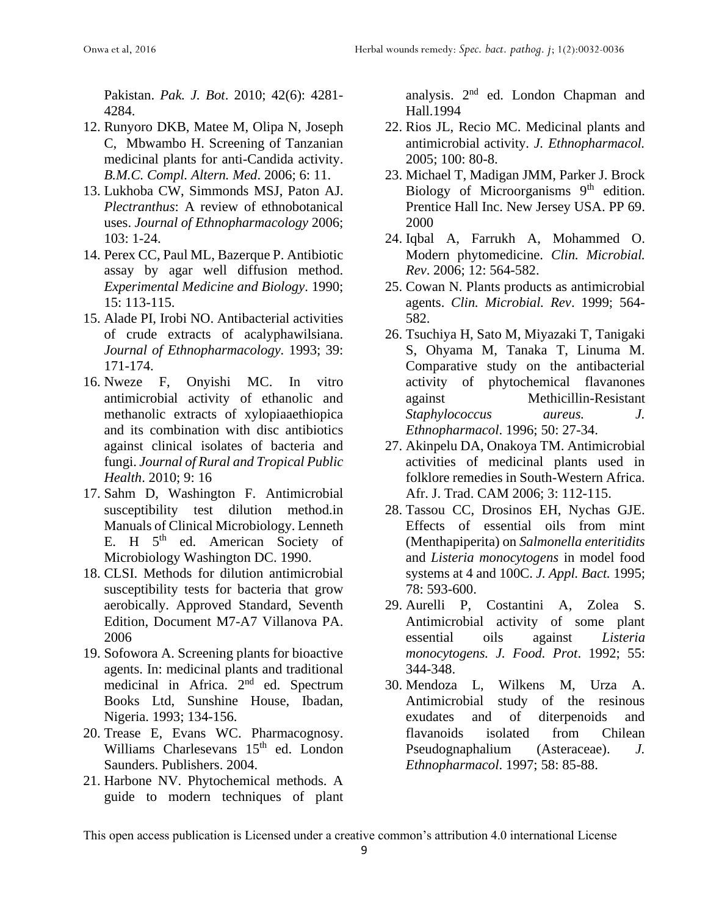Pakistan. *Pak. J. Bot*. 2010; 42(6): 4281-4284.

12. Runyoro DKB, Matee M, Olipa N, Joseph C, Mbwambo H. Screening of Tanzanian medicinal plants for anti-Candida activity. *B.M.C. Compl. Altern. Med*. 2006; 6: 11.
13. Lukhoba CW, Simmonds MSJ, Paton AJ. *Plectranthus*: A review of ethnobotanical uses. *Journal of Ethnopharmacology* 2006; 103: 1-24.
14. Perex CC, Paul ML, Bazerque P. Antibiotic assay by agar well diffusion method. *Experimental Medicine and Biology*. 1990; 15: 113-115.
15. Alade PI, Irobi NO. Antibacterial activities of crude extracts of acalyphawilsiana. *Journal of Ethnopharmacology.* 1993; 39: 171-174.
16. Nweze F, Onyishi MC. In vitro antimicrobial activity of ethanolic and methanolic extracts of xylopiaaethiopica and its combination with disc antibiotics against clinical isolates of bacteria and fungi. *Journal of Rural and Tropical Public Health*. 2010; 9: 16
17. Sahm D, Washington F. Antimicrobial susceptibility test dilution method.in Manuals of Clinical Microbiology. Lenneth E. H 5th ed. American Society of Microbiology Washington DC. 1990.
18. CLSI. Methods for dilution antimicrobial susceptibility tests for bacteria that grow aerobically. Approved Standard, Seventh Edition, Document M7-A7 Villanova PA. 2006
19. Sofowora A. Screening plants for bioactive agents. In: medicinal plants and traditional medicinal in Africa. 2nd ed. Spectrum Books Ltd, Sunshine House, Ibadan, Nigeria. 1993; 134-156.
20. Trease E, Evans WC. Pharmacognosy. Williams Charlesevans 15th ed. London Saunders. Publishers. 2004.
21. Harbone NV. Phytochemical methods. A guide to modern techniques of plant analysis. 2nd ed. London Chapman and Hall.1994
22. Rios JL, Recio MC. Medicinal plants and antimicrobial activity. *J. Ethnopharmacol.* 2005; 100: 80-8.
23. Michael T, Madigan JMM, Parker J. Brock Biology of Microorganisms 9th edition. Prentice Hall Inc. New Jersey USA. PP 69. 2000
24. Iqbal A, Farrukh A, Mohammed O. Modern phytomedicine. *Clin. Microbial. Rev*. 2006; 12: 564-582.
25. Cowan N. Plants products as antimicrobial agents. *Clin. Microbial. Rev*. 1999; 564-582.
26. Tsuchiya H, Sato M, Miyazaki T, Tanigaki S, Ohyama M, Tanaka T, Linuma M. Comparative study on the antibacterial activity of phytochemical flavanones against Methicillin-Resistant *Staphylococcus aureus. J. Ethnopharmacol*. 1996; 50: 27-34.
27. Akinpelu DA, Onakoya TM. Antimicrobial activities of medicinal plants used in folklore remedies in South-Western Africa. Afr. J. Trad. CAM 2006; 3: 112-115.
28. Tassou CC, Drosinos EH, Nychas GJE. Effects of essential oils from mint (Menthapiperita) on *Salmonella enteritidits* and *Listeria monocytogens* in model food systems at 4 and 100C. *J. Appl. Bact.* 1995; 78: 593-600.
29. Aurelli P, Costantini A, Zolea S. Antimicrobial activity of some plant essential oils against *Listeria monocytogens. J. Food. Prot*. 1992; 55: 344-348.
30. Mendoza L, Wilkens M, Urza A. Antimicrobial study of the resinous exudates and of diterpenoids and flavanoids isolated from Chilean Pseudognaphalium (Asteraceae). *J. Ethnopharmacol*. 1997; 58: 85-88.

This open access publication is Licensed under a creative common's attribution 4.0 international License